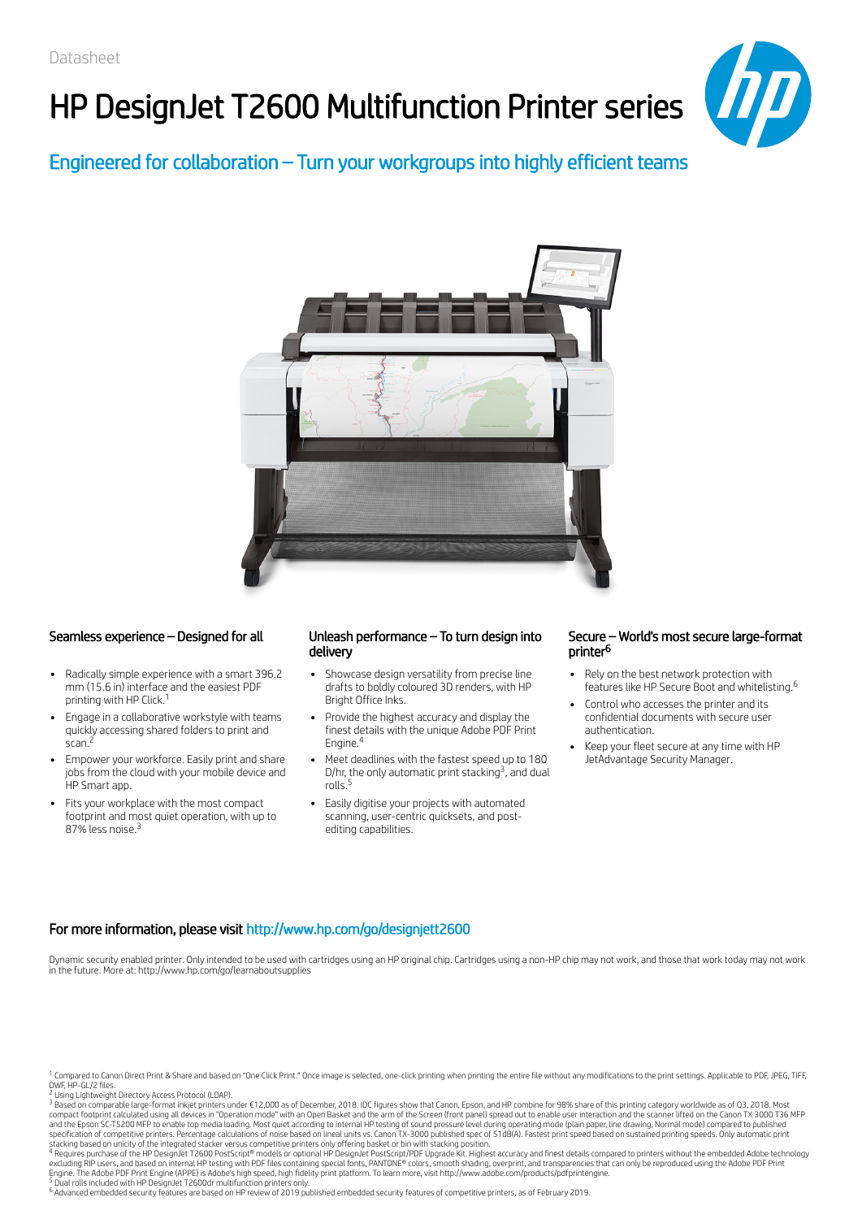Datasheet

# HP DesignJet T2600 Multifunction Printer series

## Engineered for collaboration – Turn your workgroups into highly efficient teams

### Seamless experience – Designed for all

- Radically simple experience with a smart 396.2 mm (15.6 in) interface and the easiest PDF printing with HP Click.[1]
- Engage in a collaborative workstyle with teams quickly accessing shared folders to print and scan.[2]
- Empower your workforce. Easily print and share jobs from the cloud with your mobile device and HP Smart app.
- Fits your workplace with the most compact footprint and most quiet operation, with up to 87% less noise.[3]

### Unleash performance – To turn design into delivery

- Showcase design versatility from precise line drafts to boldly coloured 3D renders, with HP Bright Office Inks.
- Provide the highest accuracy and display the finest details with the unique Adobe PDF Print Engine.[4]
- Meet deadlines with the fastest speed up to 180 D/hr, the only automatic print stacking[3], and dual rolls.[5]
- Easily digitise your projects with automated scanning, user-centric quicksets, and post-editing capabilities.

### Secure – World's most secure large-format printer[6]

- Rely on the best network protection with features like HP Secure Boot and whitelisting.[6]
- Control who accesses the printer and its confidential documents with secure user authentication.
- Keep your fleet secure at any time with HP JetAdvantage Security Manager.

### For more information, please visit http://www.hp.com/go/designjett2600

Dynamic security enabled printer. Only intended to be used with cartridges using an HP original chip. Cartridges using a non-HP chip may not work, and those that work today may not work in the future. More at: http://www.hp.com/go/learnaboutsupplies

[1] Compared to Canon Direct Print & Share and based on "One Click Print." Once image is selected, one-click printing when printing the entire file without any modifications to the print settings. Applicable to PDF, JPEG, TIFF, DWF, HP-GL/2 files.
[2] Using Lightweight Directory Access Protocol (LDAP).
[3] Based on comparable large-format inkjet printers under €12,000 as of December, 2018. IDC figures show that Canon, Epson, and HP combine for 98% share of this printing category worldwide as of Q3, 2018. Most compact footprint calculated using all devices in "Operation mode" with an Open Basket and the arm of the Screen (front panel) spread out to enable user interaction and the scanner lifted on the Canon TX 3000 T36 MFP and the Epson SC-T5200 MFP to enable top media loading. Most quiet according to internal HP testing of sound pressure level during operating mode (plain paper, line drawing, Normal mode) compared to published specification of competitive printers. Percentage calculations of noise based on lineal units vs. Canon TX-3000 published spec of 51dB(A). Fastest print speed based on sustained printing speeds. Only automatic print stacking based on unicity of the integrated stacker versus competitive printers only offering basket or bin with stacking position.
[4] Requires purchase of the HP DesignJet T2600 PostScript® models or optional HP DesignJet PostScript/PDF Upgrade Kit. Highest accuracy and finest details compared to printers without the embedded Adobe technology excluding RIP users, and based on internal HP testing with PDF files containing special fonts, PANTONE® colors, smooth shading, overprint, and transparencies that can only be reproduced using the Adobe PDF Print Engine. The Adobe PDF Print Engine (APPE) is Adobe's high speed, high fidelity print platform. To learn more, visit http://www.adobe.com/products/pdfprintengine.
[5] Dual rolls included with HP DesignJet T2600dr multifunction printers only.
[6] Advanced embedded security features are based on HP review of 2019 published embedded security features of competitive printers, as of February 2019.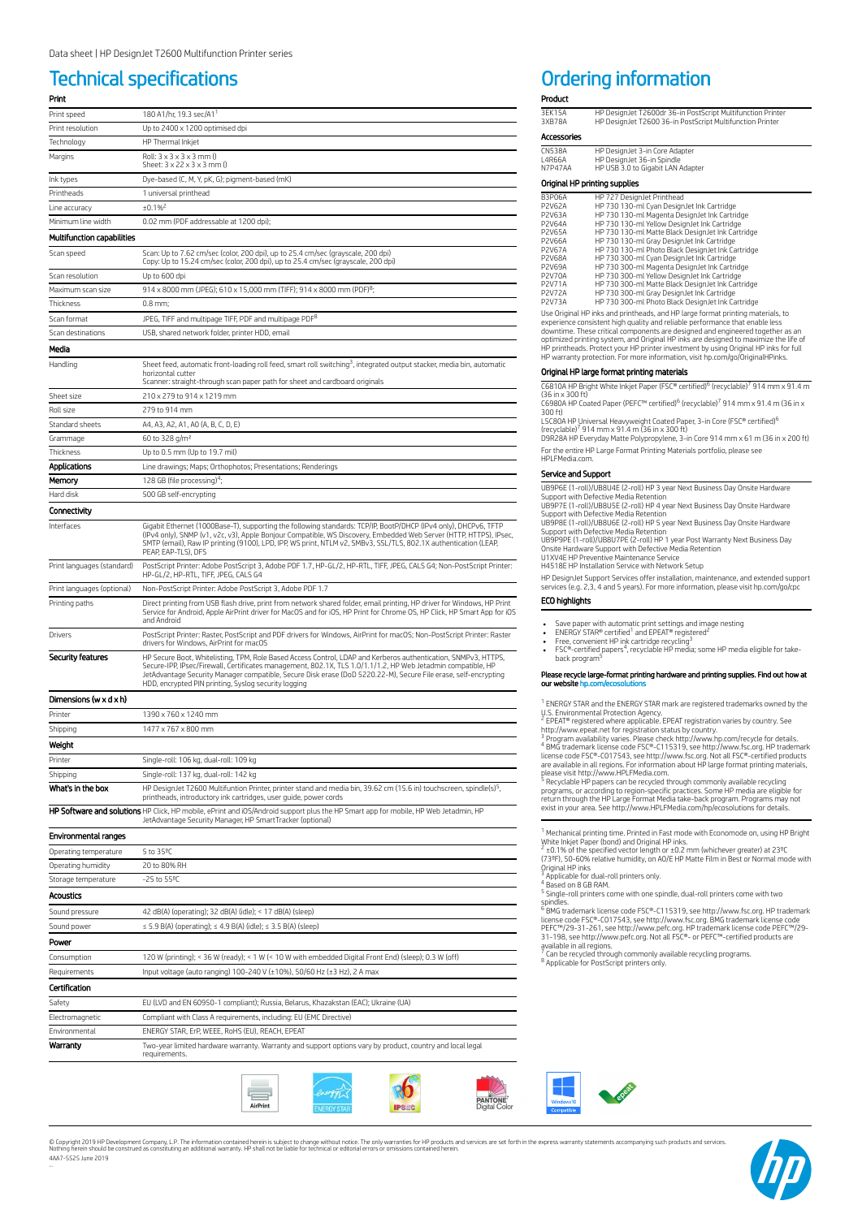# Technical specifications

| | |
|---|---|
| **Print** | |
| Print speed | 180 A1/hr, 19.3 sec/A1[1] |
| Print resolution | Up to 2400 x 1200 optimised dpi |
| Technology | HP Thermal Inkjet |
| Margins | Roll: 3 x 3 x 3 x 3 mm ()<br>Sheet: 3 x 22 x 3 x 3 mm () |
| Ink types | Dye-based (C, M, Y, pK, G); pigment-based (mK) |
| Printheads | 1 universal printhead |
| Line accuracy | ±0.1%[2] |
| Minimum line width | 0.02 mm (PDF addressable at 1200 dpi); |
| **Multifunction capabilities** | |
| Scan speed | Scan: Up to 7.62 cm/sec (color, 200 dpi), up to 25.4 cm/sec (grayscale, 200 dpi)<br>Copy: Up to 15.24 cm/sec (color, 200 dpi), up to 25.4 cm/sec (grayscale, 200 dpi) |
| Scan resolution | Up to 600 dpi |
| Maximum scan size | 914 x 8000 mm (JPEG); 610 x 15,000 mm (TIFF); 914 x 8000 mm (PDF)[8]; |
| Thickness | 0.8 mm; |
| Scan format | JPEG, TIFF and multipage TIFF, PDF and multipage PDF[8] |
| Scan destinations | USB, shared network folder, printer HDD, email |
| **Media** | |
| Handling | Sheet feed, automatic front-loading roll feed, smart roll switching[3], integrated output stacker, media bin, automatic horizontal cutter<br>Scanner: straight-through scan paper path for sheet and cardboard originals |
| Sheet size | 210 x 279 to 914 x 1219 mm |
| Roll size | 279 to 914 mm |
| Standard sheets | A4, A3, A2, A1, A0 (A, B, C, D, E) |
| Grammage | 60 to 328 g/m² |
| Thickness | Up to 0.5 mm (Up to 19.7 mil) |
| **Applications** | Line drawings; Maps; Orthophotos; Presentations; Renderings |
| **Memory** | 128 GB (file processing)[4]; |
| Hard disk | 500 GB self-encrypting |
| **Connectivity** | |
| Interfaces | Gigabit Ethernet (1000Base-T), supporting the following standards: TCP/IP, BootP/DHCP (IPv4 only), DHCPv6, TFTP (IPv4 only), SNMP (v1, v2c, v3), Apple Bonjour Compatible, WS Discovery, Embedded Web Server (HTTP, HTTPS), IPsec, SMTP (email), Raw IP printing (9100), LPD, IPP, WS print, NTLM v2, SMBv3, SSL/TLS, 802.1X authentication (LEAP, PEAP, EAP-TLS), DFS |
| Print languages (standard) | PostScript Printer: Adobe PostScript 3, Adobe PDF 1.7, HP-GL/2, HP-RTL, TIFF, JPEG, CALS G4; Non-PostScript Printer: HP-GL/2, HP-RTL, TIFF, JPEG, CALS G4 |
| Print languages (optional) | Non-PostScript Printer: Adobe PostScript 3, Adobe PDF 1.7 |
| Printing paths | Direct printing from USB flash drive, print from network shared folder, email printing, HP driver for Windows, HP Print Service for Android, Apple AirPrint driver for MacOS and for iOS, HP Print for Chrome OS, HP Click, HP Smart App for iOS and Android |
| Drivers | PostScript Printer: Raster, PostScript and PDF drivers for Windows, AirPrint for macOS; Non-PostScript Printer: Raster drivers for Windows, AirPrint for macOS |
| **Security features** | HP Secure Boot, Whitelisting, TPM, Role Based Access Control, LDAP and Kerberos authentication, SNMPv3, HTTPS, Secure-IPP, IPsec/Firewall, Certificates management, 802.1X, TLS 1.0/1.1/1.2, HP Web Jetadmin compatible, HP JetAdvantage Security Manager compatible, Secure Disk erase (DoD 5220.22-M), Secure File erase, self-encrypting HDD, encrypted PIN printing, Syslog security logging |
| **Dimensions (w x d x h)** | |
| Printer | 1390 x 760 x 1240 mm |
| Shipping | 1477 x 767 x 800 mm |
| **Weight** | |
| Printer | Single-roll: 106 kg, dual-roll: 109 kg |
| Shipping | Single-roll: 137 kg, dual-roll: 142 kg |
| **What's in the box** | HP DesignJet T2600 Multifunction Printer, printer stand and media bin, 39.62 cm (15.6 in) touchscreen, spindle(s)[5], printheads, introductory ink cartridges, user guide, power cords |
| **HP Software and solutions** | HP Click, HP mobile, ePrint and iOS/Android support plus the HP Smart app for mobile, HP Web Jetadmin, HP JetAdvantage Security Manager, HP SmartTracker (optional) |
| **Environmental ranges** | |
| Operating temperature | 5 to 35ºC |
| Operating humidity | 20 to 80% RH |
| Storage temperature | -25 to 55ºC |
| **Acoustics** | |
| Sound pressure | 42 dB(A) (operating); 32 dB(A) (idle); < 17 dB(A) (sleep) |
| Sound power | ≤ 5.9 B(A) (operating); ≤ 4.9 B(A) (idle); ≤ 3.5 B(A) (sleep) |
| **Power** | |
| Consumption | 120 W (printing); < 36 W (ready); < 1 W (< 10 W with embedded Digital Front End) (sleep); 0.3 W (off) |
| Requirements | Input voltage (auto ranging) 100-240 V (±10%), 50/60 Hz (±3 Hz), 2 A max |
| **Certification** | |
| Safety | EU (LVD and EN 60950-1 compliant); Russia, Belarus, Khazakstan (EAC); Ukraine (UA) |
| Electromagnetic | Compliant with Class A requirements, including: EU (EMC Directive) |
| Environmental | ENERGY STAR, ErP, WEEE, RoHS (EU), REACH, EPEAT |
| **Warranty** | Two-year limited hardware warranty. Warranty and support options vary by product, country and local legal requirements. |

# Ordering information

### Product

| | |
|---|---|
| 3EK15A | HP DesignJet T2600dr 36-in PostScript Multifunction Printer |
| 3XB78A | HP DesignJet T2600 36-in PostScript Multifunction Printer |

### Accessories

| | |
|---|---|
| CN538A | HP DesignJet 3-in Core Adapter |
| L4R66A | HP DesignJet 36-in Spindle |
| N7P47AA | HP USB 3.0 to Gigabit LAN Adapter |

### Original HP printing supplies

| | |
|---|---|
| B3P06A | HP 727 DesignJet Printhead |
| P2V62A | HP 730 130-ml Cyan DesignJet Ink Cartridge |
| P2V63A | HP 730 130-ml Magenta DesignJet Ink Cartridge |
| P2V64A | HP 730 130-ml Yellow DesignJet Ink Cartridge |
| P2V65A | HP 730 130-ml Matte Black DesignJet Ink Cartridge |
| P2V66A | HP 730 130-ml Gray DesignJet Ink Cartridge |
| P2V67A | HP 730 130-ml Photo Black DesignJet Ink Cartridge |
| P2V68A | HP 730 300-ml Cyan DesignJet Ink Cartridge |
| P2V69A | HP 730 300-ml Magenta DesignJet Ink Cartridge |
| P2V70A | HP 730 300-ml Yellow DesignJet Ink Cartridge |
| P2V71A | HP 730 300-ml Matte Black DesignJet Ink Cartridge |
| P2V72A | HP 730 300-ml Gray DesignJet Ink Cartridge |
| P2V73A | HP 730 300-ml Photo Black DesignJet Ink Cartridge |

Use Original HP inks and printheads, and HP large format printing materials, to experience consistent high quality and reliable performance that enable less downtime. These critical components are designed and engineered together as an optimized printing system, and Original HP inks are designed to maximize the life of HP printheads. Protect your HP printer investment by using Original HP inks for full HP warranty protection. For more information, visit hp.com/go/OriginalHPinks.

### Original HP large format printing materials

C6810A HP Bright White Inkjet Paper (FSC® certified)[6] (recyclable)[7] 914 mm x 91.4 m (36 in x 300 ft)
C6980A HP Coated Paper (PEFC™ certified)[6] (recyclable)[7] 914 mm x 91.4 m (36 in x 300 ft)
L5C80A HP Universal Heavyweight Coated Paper, 3-in Core (FSC® certified)[6] (recyclable)[7] 914 mm x 91.4 m (36 in x 300 ft)
D9R28A HP Everyday Matte Polypropylene, 3-in Core 914 mm x 61 m (36 in x 200 ft)

For the entire HP Large Format Printing Materials portfolio, please see HPLFMedia.com.

### Service and Support

UB9P6E (1-roll)/UB8U4E (2-roll) HP 3 year Next Business Day Onsite Hardware Support with Defective Media Retention
UB9P7E (1-roll)/UB8U5E (2-roll) HP 4 year Next Business Day Onsite Hardware Support with Defective Media Retention
UB9P8E (1-roll)/UB8U6E (2-roll) HP 5 year Next Business Day Onsite Hardware Support with Defective Media Retention
UB9P9PE (1-roll)/UB8U7PE (2-roll) HP 1 year Post Warranty Next Business Day Onsite Hardware Support with Defective Media Retention
U1XV4E HP Preventive Maintenance Service
H4518E HP Installation Service with Network Setup

HP DesignJet Support Services offer installation, maintenance, and extended support services (e.g. 2,3, 4 and 5 years). For more information, please visit hp.com/go/cpc

### ECO highlights

- Save paper with automatic print settings and image nesting
- ENERGY STAR® certified[1] and EPEAT® registered[2]
- Free, convenient HP ink cartridge recycling[3]
- FSC®-certified papers[4], recyclable HP media; some HP media eligible for take-back program[5]

**Please recycle large-format printing hardware and printing supplies. Find out how at our website hp.com/ecosolutions**

[1] ENERGY STAR and the ENERGY STAR mark are registered trademarks owned by the U.S. Environmental Protection Agency.
[2] EPEAT® registered where applicable. EPEAT registration varies by country. See http://www.epeat.net for registration status by country.
[3] Program availability varies. Please check http://www.hp.com/recycle for details.
[4] BMG trademark license code FSC®-C115319, see http://www.fsc.org. HP trademark license code FSC®-C017543, see http://www.fsc.org. Not all FSC®-certified products are available in all regions. For information about HP large format printing materials, please visit http://www.HPLFMedia.com.
[5] Recyclable HP papers can be recycled through commonly available recycling programs, or according to region-specific practices. Some HP media are eligible for return through the HP Large Format Media take-back program. Programs may not exist in your area. See http://www.HPLFMedia.com/hp/ecosolutions for details.

[1] Mechanical printing time. Printed in Fast mode with Economode on, using HP Bright White Inkjet Paper (bond) and Original HP inks.
[2] ±0.1% of the specified vector length or ±0.2 mm (whichever greater) at 23ºC (73ºF), 50-60% relative humidity, on A0/E HP Matte Film in Best or Normal mode with Original HP inks
[3] Applicable for dual-roll printers only.
[4] Based on 8 GB RAM.
[5] Single-roll printers come with one spindle, dual-roll printers come with two spindles.
[6] BMG trademark license code FSC®-C115319, see http://www.fsc.org. HP trademark license code FSC®-C017543, see http://www.fsc.org. BMG trademark license code PEFC™/29-31-261, see http://www.pefc.org. HP trademark license code PEFC™/29-31-198, see http://www.pefc.org. Not all FSC®- or PEFC™-certified products are available in all regions.
[7] Can be recycled through commonly available recycling programs.
[8] Applicable for PostScript printers only.

© Copyright 2019 HP Development Company, L.P. The information contained herein is subject to change without notice. The only warranties for HP products and services are set forth in the express warranty statements accompanying such products and services. Nothing herein should be construed as constituting an additional warranty. HP shall not be liable for technical or editorial errors or omissions contained herein.

4AA7-5525 June 2019